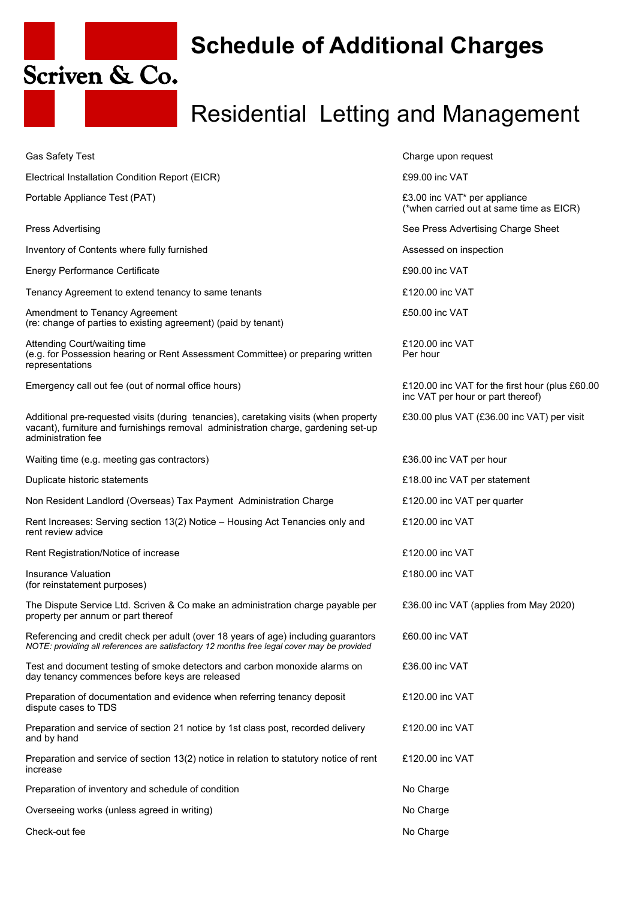# Schedule of Additional Charges

Scriven & Co.

## Residential Letting and Management

| Item | Charge |
|---|---|
| Gas Safety Test | Charge upon request |
| Electrical Installation Condition Report (EICR) | £99.00 inc VAT |
| Portable Appliance Test (PAT) | £3.00 inc VAT* per appliance (*when carried out at same time as EICR) |
| Press Advertising | See Press Advertising Charge Sheet |
| Inventory of Contents where fully furnished | Assessed on inspection |
| Energy Performance Certificate | £90.00 inc VAT |
| Tenancy Agreement to extend tenancy to same tenants | £120.00 inc VAT |
| Amendment to Tenancy Agreement (re: change of parties to existing agreement) (paid by tenant) | £50.00 inc VAT |
| Attending Court/waiting time (e.g. for Possession hearing or Rent Assessment Committee) or preparing written representations | £120.00 inc VAT Per hour |
| Emergency call out fee (out of normal office hours) | £120.00 inc VAT for the first hour (plus £60.00 inc VAT per hour or part thereof) |
| Additional pre-requested visits (during tenancies), caretaking visits (when property vacant), furniture and furnishings removal administration charge, gardening set-up administration fee | £30.00 plus VAT (£36.00 inc VAT) per visit |
| Waiting time (e.g. meeting gas contractors) | £36.00 inc VAT per hour |
| Duplicate historic statements | £18.00 inc VAT per statement |
| Non Resident Landlord (Overseas) Tax Payment Administration Charge | £120.00 inc VAT per quarter |
| Rent Increases: Serving section 13(2) Notice – Housing Act Tenancies only and rent review advice | £120.00 inc VAT |
| Rent Registration/Notice of increase | £120.00 inc VAT |
| Insurance Valuation (for reinstatement purposes) | £180.00 inc VAT |
| The Dispute Service Ltd. Scriven & Co make an administration charge payable per property per annum or part thereof | £36.00 inc VAT (applies from May 2020) |
| Referencing and credit check per adult (over 18 years of age) including guarantors *NOTE: providing all references are satisfactory 12 months free legal cover may be provided* | £60.00 inc VAT |
| Test and document testing of smoke detectors and carbon monoxide alarms on day tenancy commences before keys are released | £36.00 inc VAT |
| Preparation of documentation and evidence when referring tenancy deposit dispute cases to TDS | £120.00 inc VAT |
| Preparation and service of section 21 notice by 1st class post, recorded delivery and by hand | £120.00 inc VAT |
| Preparation and service of section 13(2) notice in relation to statutory notice of rent increase | £120.00 inc VAT |
| Preparation of inventory and schedule of condition | No Charge |
| Overseeing works (unless agreed in writing) | No Charge |
| Check-out fee | No Charge |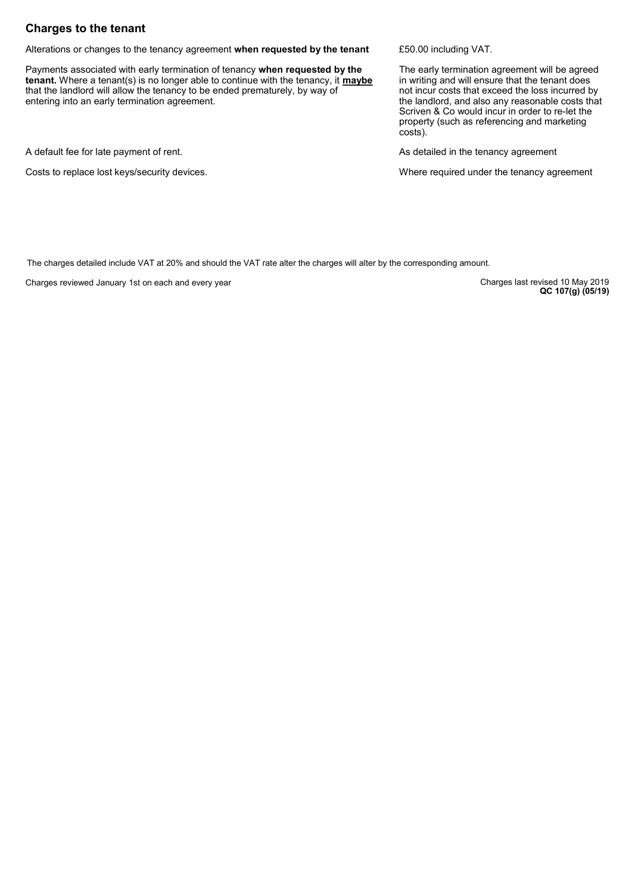## Charges to the tenant

| | |
|---|---|
| Alterations or changes to the tenancy agreement **when requested by the tenant** | £50.00 including VAT. |
| Payments associated with early termination of tenancy **when requested by the tenant.** Where a tenant(s) is no longer able to continue with the tenancy, it **maybe** that the landlord will allow the tenancy to be ended prematurely, by way of entering into an early termination agreement. | The early termination agreement will be agreed in writing and will ensure that the tenant does not incur costs that exceed the loss incurred by the landlord, and also any reasonable costs that Scriven & Co would incur in order to re-let the property (such as referencing and marketing costs). |
| A default fee for late payment of rent. | As detailed in the tenancy agreement |
| Costs to replace lost keys/security devices. | Where required under the tenancy agreement |

The charges detailed include VAT at 20% and should the VAT rate alter the charges will alter by the corresponding amount.

Charges reviewed January 1st on each and every year

Charges last revised 10 May 2019
**QC 107(g) (05/19)**